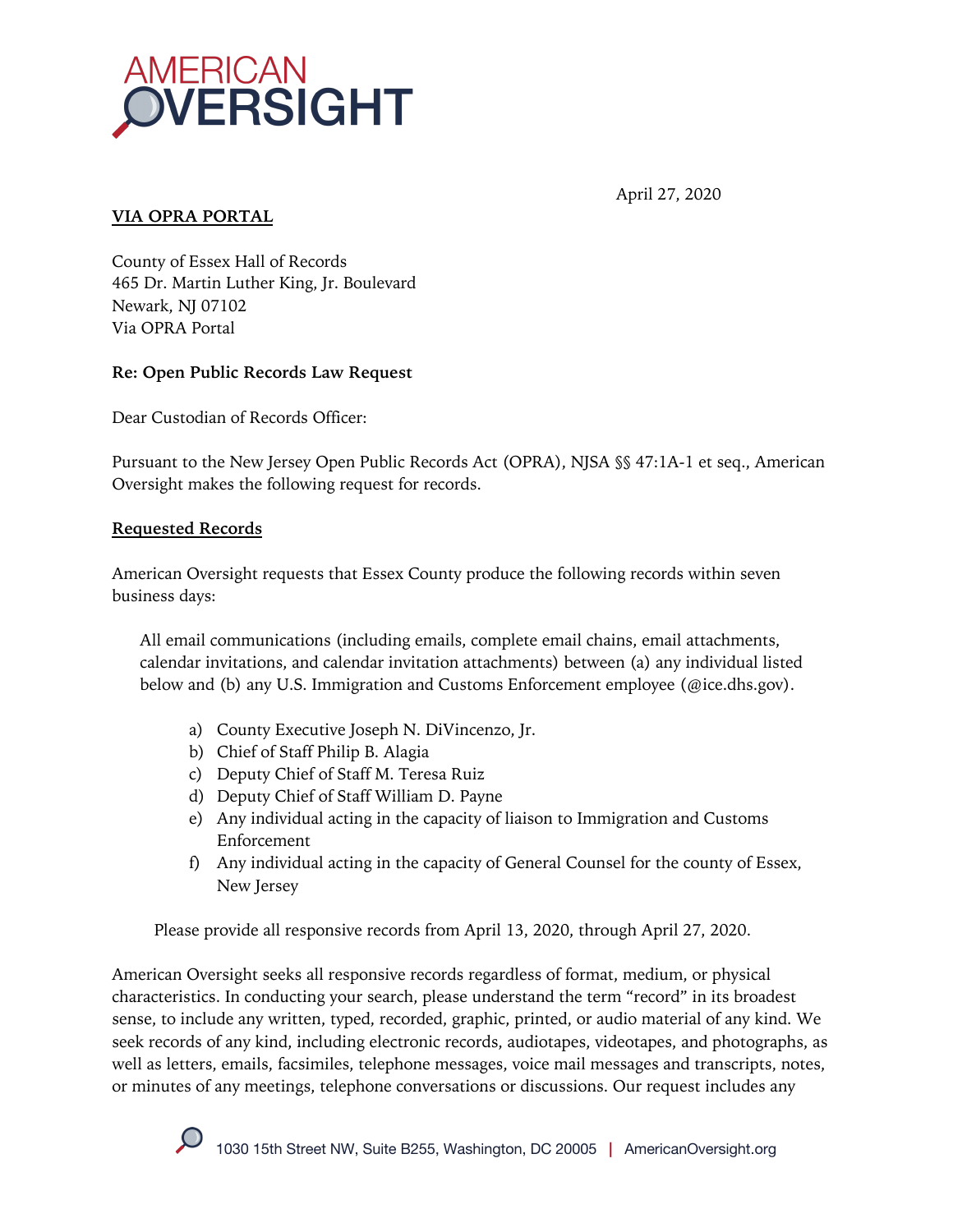AMERICAN OVERSIGHT

April 27, 2020

**VIA OPRA PORTAL**

County of Essex Hall of Records
465 Dr. Martin Luther King, Jr. Boulevard
Newark, NJ 07102
Via OPRA Portal

**Re: Open Public Records Law Request**

Dear Custodian of Records Officer:

Pursuant to the New Jersey Open Public Records Act (OPRA), NJSA §§ 47:1A-1 et seq., American Oversight makes the following request for records.

**Requested Records**

American Oversight requests that Essex County produce the following records within seven business days:

> All email communications (including emails, complete email chains, email attachments, calendar invitations, and calendar invitation attachments) between (a) any individual listed below and (b) any U.S. Immigration and Customs Enforcement employee (@ice.dhs.gov).
>
> a) County Executive Joseph N. DiVincenzo, Jr.
> b) Chief of Staff Philip B. Alagia
> c) Deputy Chief of Staff M. Teresa Ruiz
> d) Deputy Chief of Staff William D. Payne
> e) Any individual acting in the capacity of liaison to Immigration and Customs Enforcement
> f) Any individual acting in the capacity of General Counsel for the county of Essex, New Jersey
>
> Please provide all responsive records from April 13, 2020, through April 27, 2020.

American Oversight seeks all responsive records regardless of format, medium, or physical characteristics. In conducting your search, please understand the term "record" in its broadest sense, to include any written, typed, recorded, graphic, printed, or audio material of any kind. We seek records of any kind, including electronic records, audiotapes, videotapes, and photographs, as well as letters, emails, facsimiles, telephone messages, voice mail messages and transcripts, notes, or minutes of any meetings, telephone conversations or discussions. Our request includes any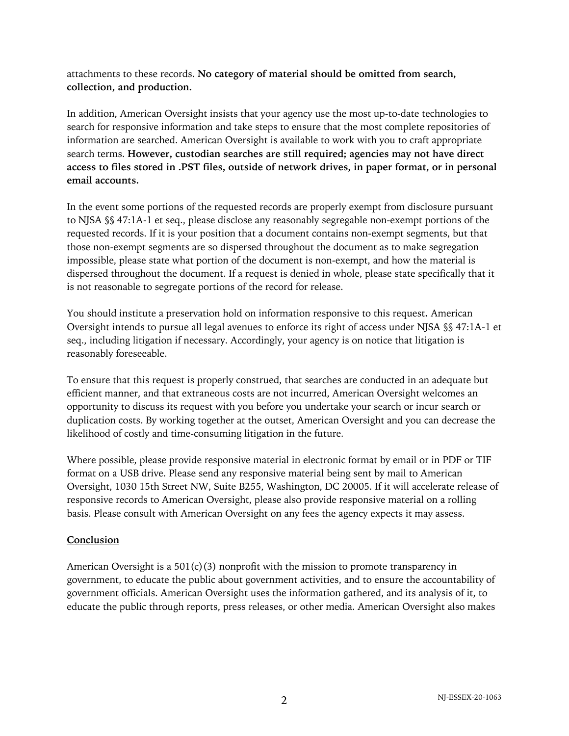attachments to these records. **No category of material should be omitted from search, collection, and production.**

In addition, American Oversight insists that your agency use the most up-to-date technologies to search for responsive information and take steps to ensure that the most complete repositories of information are searched. American Oversight is available to work with you to craft appropriate search terms. **However, custodian searches are still required; agencies may not have direct access to files stored in .PST files, outside of network drives, in paper format, or in personal email accounts.**

In the event some portions of the requested records are properly exempt from disclosure pursuant to NJSA §§ 47:1A-1 et seq., please disclose any reasonably segregable non-exempt portions of the requested records. If it is your position that a document contains non-exempt segments, but that those non-exempt segments are so dispersed throughout the document as to make segregation impossible, please state what portion of the document is non-exempt, and how the material is dispersed throughout the document. If a request is denied in whole, please state specifically that it is not reasonable to segregate portions of the record for release.

You should institute a preservation hold on information responsive to this request**.** American Oversight intends to pursue all legal avenues to enforce its right of access under NJSA §§ 47:1A-1 et seq., including litigation if necessary. Accordingly, your agency is on notice that litigation is reasonably foreseeable.

To ensure that this request is properly construed, that searches are conducted in an adequate but efficient manner, and that extraneous costs are not incurred, American Oversight welcomes an opportunity to discuss its request with you before you undertake your search or incur search or duplication costs. By working together at the outset, American Oversight and you can decrease the likelihood of costly and time-consuming litigation in the future.

Where possible, please provide responsive material in electronic format by email or in PDF or TIF format on a USB drive. Please send any responsive material being sent by mail to American Oversight, 1030 15th Street NW, Suite B255, Washington, DC 20005. If it will accelerate release of responsive records to American Oversight, please also provide responsive material on a rolling basis. Please consult with American Oversight on any fees the agency expects it may assess.

## Conclusion

American Oversight is a 501(c)(3) nonprofit with the mission to promote transparency in government, to educate the public about government activities, and to ensure the accountability of government officials. American Oversight uses the information gathered, and its analysis of it, to educate the public through reports, press releases, or other media. American Oversight also makes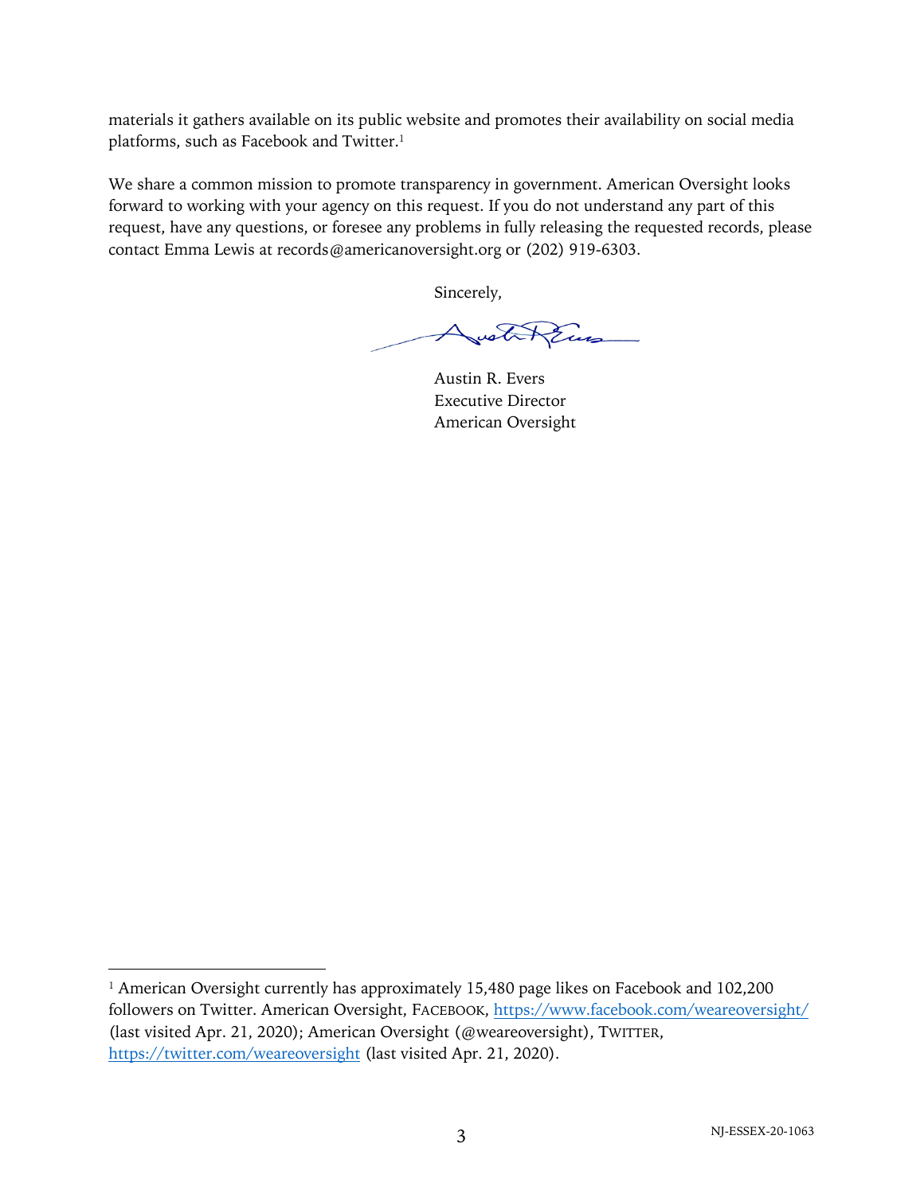materials it gathers available on its public website and promotes their availability on social media platforms, such as Facebook and Twitter.[1]

We share a common mission to promote transparency in government. American Oversight looks forward to working with your agency on this request. If you do not understand any part of this request, have any questions, or foresee any problems in fully releasing the requested records, please contact Emma Lewis at records@americanoversight.org or (202) 919-6303.

Sincerely,

Austin R. Evers
Executive Director
American Oversight

---

[1] American Oversight currently has approximately 15,480 page likes on Facebook and 102,200 followers on Twitter. American Oversight, FACEBOOK, https://www.facebook.com/weareoversight/ (last visited Apr. 21, 2020); American Oversight (@weareoversight), TWITTER, https://twitter.com/weareoversight (last visited Apr. 21, 2020).

NJ-ESSEX-20-1063